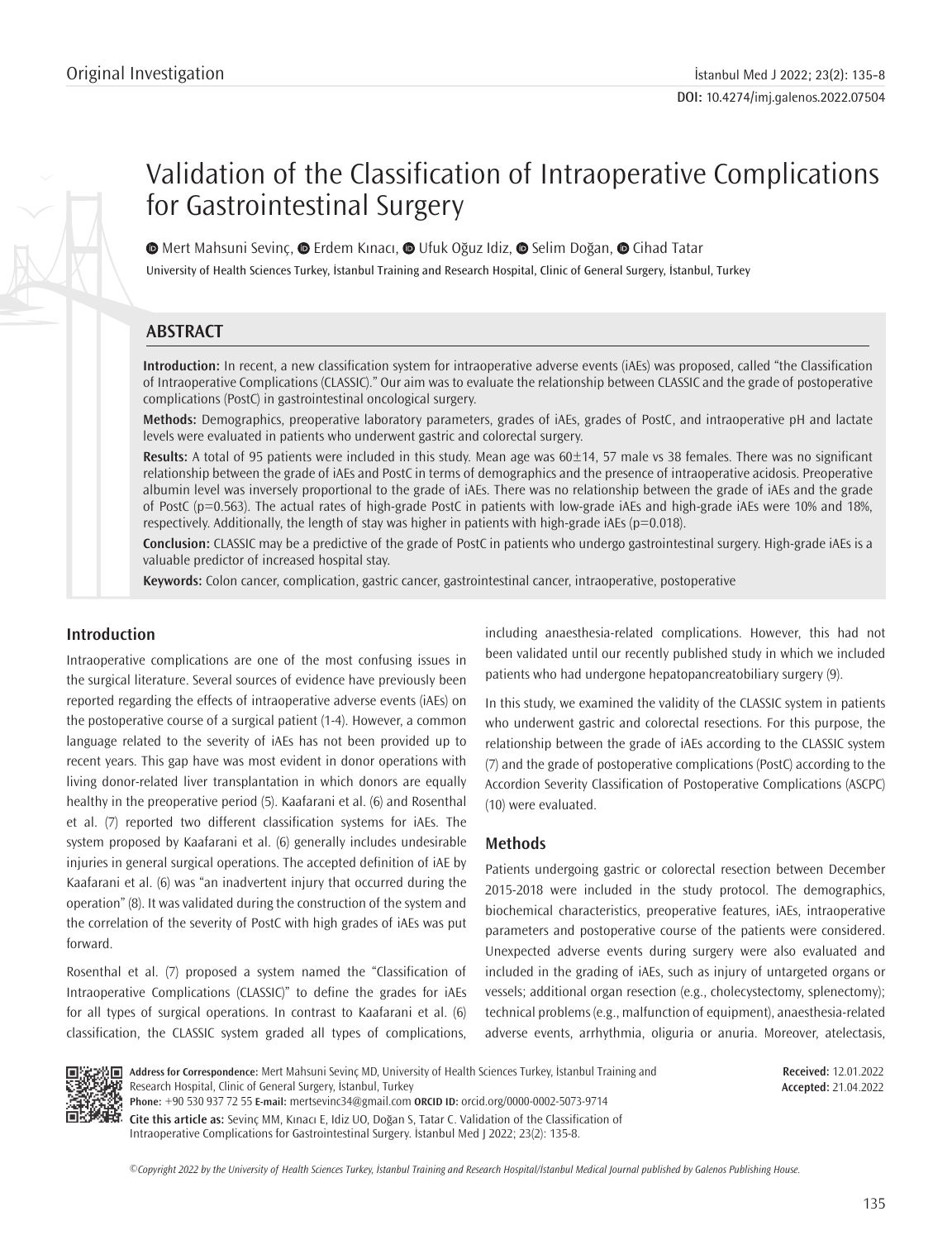Original Investigation

DOI: 10.4274/imj.galenos.2022.07504

# Validation of the Classification of Intraoperative Complications for Gastrointestinal Surgery

Mert Mahsuni Sevinç, Erdem Kınacı, Ufuk Oğuz Idiz, Selim Doğan, Cihad Tatar

University of Health Sciences Turkey, İstanbul Training and Research Hospital, Clinic of General Surgery, İstanbul, Turkey

## ABSTRACT

**Introduction:** In recent, a new classification system for intraoperative adverse events (iAEs) was proposed, called "the Classification of Intraoperative Complications (CLASSIC)." Our aim was to evaluate the relationship between CLASSIC and the grade of postoperative complications (PostC) in gastrointestinal oncological surgery.

**Methods:** Demographics, preoperative laboratory parameters, grades of iAEs, grades of PostC, and intraoperative pH and lactate levels were evaluated in patients who underwent gastric and colorectal surgery.

**Results:** A total of 95 patients were included in this study. Mean age was 60±14, 57 male vs 38 females. There was no significant relationship between the grade of iAEs and PostC in terms of demographics and the presence of intraoperative acidosis. Preoperative albumin level was inversely proportional to the grade of iAEs. There was no relationship between the grade of iAEs and the grade of PostC (p=0.563). The actual rates of high-grade PostC in patients with low-grade iAEs and high-grade iAEs were 10% and 18%, respectively. Additionally, the length of stay was higher in patients with high-grade iAEs (p=0.018).

**Conclusion:** CLASSIC may be a predictive of the grade of PostC in patients who undergo gastrointestinal surgery. High-grade iAEs is a valuable predictor of increased hospital stay.

**Keywords:** Colon cancer, complication, gastric cancer, gastrointestinal cancer, intraoperative, postoperative

## Introduction

Intraoperative complications are one of the most confusing issues in the surgical literature. Several sources of evidence have previously been reported regarding the effects of intraoperative adverse events (iAEs) on the postoperative course of a surgical patient (1-4). However, a common language related to the severity of iAEs has not been provided up to recent years. This gap have was most evident in donor operations with living donor-related liver transplantation in which donors are equally healthy in the preoperative period (5). Kaafarani et al. (6) and Rosenthal et al. (7) reported two different classification systems for iAEs. The system proposed by Kaafarani et al. (6) generally includes undesirable injuries in general surgical operations. The accepted definition of iAE by Kaafarani et al. (6) was "an inadvertent injury that occurred during the operation" (8). It was validated during the construction of the system and the correlation of the severity of PostC with high grades of iAEs was put forward.

Rosenthal et al. (7) proposed a system named the "Classification of Intraoperative Complications (CLASSIC)" to define the grades for iAEs for all types of surgical operations. In contrast to Kaafarani et al. (6) classification, the CLASSIC system graded all types of complications, including anaesthesia-related complications. However, this had not been validated until our recently published study in which we included patients who had undergone hepatopancreatobiliary surgery (9).

In this study, we examined the validity of the CLASSIC system in patients who underwent gastric and colorectal resections. For this purpose, the relationship between the grade of iAEs according to the CLASSIC system (7) and the grade of postoperative complications (PostC) according to the Accordion Severity Classification of Postoperative Complications (ASCPC) (10) were evaluated.

## Methods

Patients undergoing gastric or colorectal resection between December 2015-2018 were included in the study protocol. The demographics, biochemical characteristics, preoperative features, iAEs, intraoperative parameters and postoperative course of the patients were considered. Unexpected adverse events during surgery were also evaluated and included in the grading of iAEs, such as injury of untargeted organs or vessels; additional organ resection (e.g., cholecystectomy, splenectomy); technical problems (e.g., malfunction of equipment), anaesthesia-related adverse events, arrhythmia, oliguria or anuria. Moreover, atelectasis,

**Address for Correspondence:** Mert Mahsuni Sevinç MD, University of Health Sciences Turkey, İstanbul Training and Research Hospital, Clinic of General Surgery, İstanbul, Turkey
**Phone:** +90 530 937 72 55 **E-mail:** mertsevinc34@gmail.com **ORCID ID:** orcid.org/0000-0002-5073-9714

**Received:** 12.01.2022
**Accepted:** 21.04.2022

**Cite this article as:** Sevinç MM, Kınacı E, Idiz UO, Doğan S, Tatar C. Validation of the Classification of Intraoperative Complications for Gastrointestinal Surgery. İstanbul Med J 2022; 23(2): 135-8.

*©Copyright 2022 by the University of Health Sciences Turkey, İstanbul Training and Research Hospital/İstanbul Medical Journal published by Galenos Publishing House.*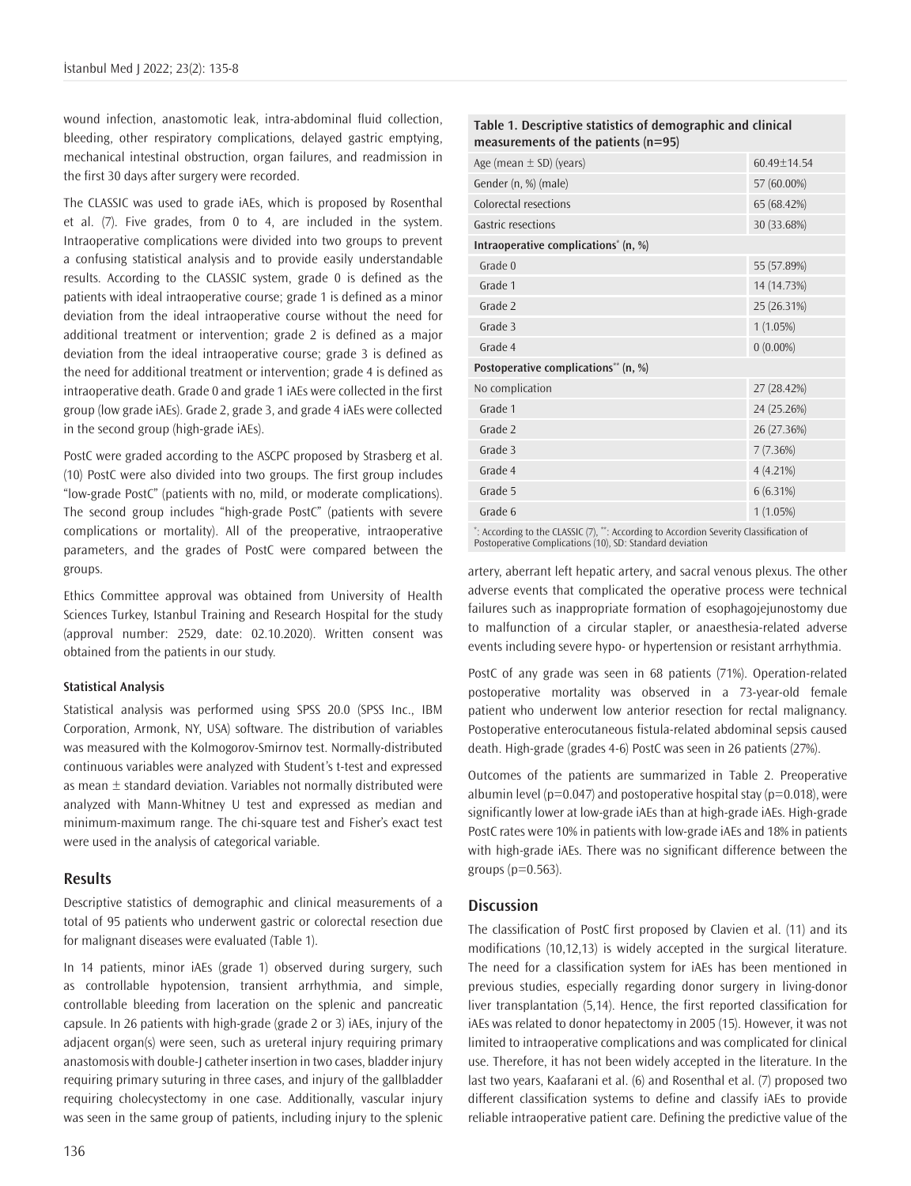wound infection, anastomotic leak, intra-abdominal fluid collection, bleeding, other respiratory complications, delayed gastric emptying, mechanical intestinal obstruction, organ failures, and readmission in the first 30 days after surgery were recorded.

The CLASSIC was used to grade iAEs, which is proposed by Rosenthal et al. (7). Five grades, from 0 to 4, are included in the system. Intraoperative complications were divided into two groups to prevent a confusing statistical analysis and to provide easily understandable results. According to the CLASSIC system, grade 0 is defined as the patients with ideal intraoperative course; grade 1 is defined as a minor deviation from the ideal intraoperative course without the need for additional treatment or intervention; grade 2 is defined as a major deviation from the ideal intraoperative course; grade 3 is defined as the need for additional treatment or intervention; grade 4 is defined as intraoperative death. Grade 0 and grade 1 iAEs were collected in the first group (low grade iAEs). Grade 2, grade 3, and grade 4 iAEs were collected in the second group (high-grade iAEs).

PostC were graded according to the ASCPC proposed by Strasberg et al. (10) PostC were also divided into two groups. The first group includes "low-grade PostC" (patients with no, mild, or moderate complications). The second group includes "high-grade PostC" (patients with severe complications or mortality). All of the preoperative, intraoperative parameters, and the grades of PostC were compared between the groups.

Ethics Committee approval was obtained from University of Health Sciences Turkey, Istanbul Training and Research Hospital for the study (approval number: 2529, date: 02.10.2020). Written consent was obtained from the patients in our study.

#### Statistical Analysis

Statistical analysis was performed using SPSS 20.0 (SPSS Inc., IBM Corporation, Armonk, NY, USA) software. The distribution of variables was measured with the Kolmogorov-Smirnov test. Normally-distributed continuous variables were analyzed with Student's t-test and expressed as mean ± standard deviation. Variables not normally distributed were analyzed with Mann-Whitney U test and expressed as median and minimum-maximum range. The chi-square test and Fisher's exact test were used in the analysis of categorical variable.

## Results

Descriptive statistics of demographic and clinical measurements of a total of 95 patients who underwent gastric or colorectal resection due for malignant diseases were evaluated (Table 1).

**Table 1. Descriptive statistics of demographic and clinical measurements of the patients (n=95)**

| | |
|---|---|
| Age (mean ± SD) (years) | 60.49±14.54 |
| Gender (n, %) (male) | 57 (60.00%) |
| Colorectal resections | 65 (68.42%) |
| Gastric resections | 30 (33.68%) |
| **Intraoperative complications* (n, %)** | |
| Grade 0 | 55 (57.89%) |
| Grade 1 | 14 (14.73%) |
| Grade 2 | 25 (26.31%) |
| Grade 3 | 1 (1.05%) |
| Grade 4 | 0 (0.00%) |
| **Postoperative complications** (n, %)** | |
| No complication | 27 (28.42%) |
| Grade 1 | 24 (25.26%) |
| Grade 2 | 26 (27.36%) |
| Grade 3 | 7 (7.36%) |
| Grade 4 | 4 (4.21%) |
| Grade 5 | 6 (6.31%) |
| Grade 6 | 1 (1.05%) |

*: According to the CLASSIC (7), **: According to Accordion Severity Classification of Postoperative Complications (10), SD: Standard deviation

In 14 patients, minor iAEs (grade 1) observed during surgery, such as controllable hypotension, transient arrhythmia, and simple, controllable bleeding from laceration on the splenic and pancreatic capsule. In 26 patients with high-grade (grade 2 or 3) iAEs, injury of the adjacent organ(s) were seen, such as ureteral injury requiring primary anastomosis with double-J catheter insertion in two cases, bladder injury requiring primary suturing in three cases, and injury of the gallbladder requiring cholecystectomy in one case. Additionally, vascular injury was seen in the same group of patients, including injury to the splenic artery, aberrant left hepatic artery, and sacral venous plexus. The other adverse events that complicated the operative process were technical failures such as inappropriate formation of esophagojejunostomy due to malfunction of a circular stapler, or anaesthesia-related adverse events including severe hypo- or hypertension or resistant arrhythmia.

PostC of any grade was seen in 68 patients (71%). Operation-related postoperative mortality was observed in a 73-year-old female patient who underwent low anterior resection for rectal malignancy. Postoperative enterocutaneous fistula-related abdominal sepsis caused death. High-grade (grades 4-6) PostC was seen in 26 patients (27%).

Outcomes of the patients are summarized in Table 2. Preoperative albumin level (p=0.047) and postoperative hospital stay (p=0.018), were significantly lower at low-grade iAEs than at high-grade iAEs. High-grade PostC rates were 10% in patients with low-grade iAEs and 18% in patients with high-grade iAEs. There was no significant difference between the groups (p=0.563).

## Discussion

The classification of PostC first proposed by Clavien et al. (11) and its modifications (10,12,13) is widely accepted in the surgical literature. The need for a classification system for iAEs has been mentioned in previous studies, especially regarding donor surgery in living-donor liver transplantation (5,14). Hence, the first reported classification for iAEs was related to donor hepatectomy in 2005 (15). However, it was not limited to intraoperative complications and was complicated for clinical use. Therefore, it has not been widely accepted in the literature. In the last two years, Kaafarani et al. (6) and Rosenthal et al. (7) proposed two different classification systems to define and classify iAEs to provide reliable intraoperative patient care. Defining the predictive value of the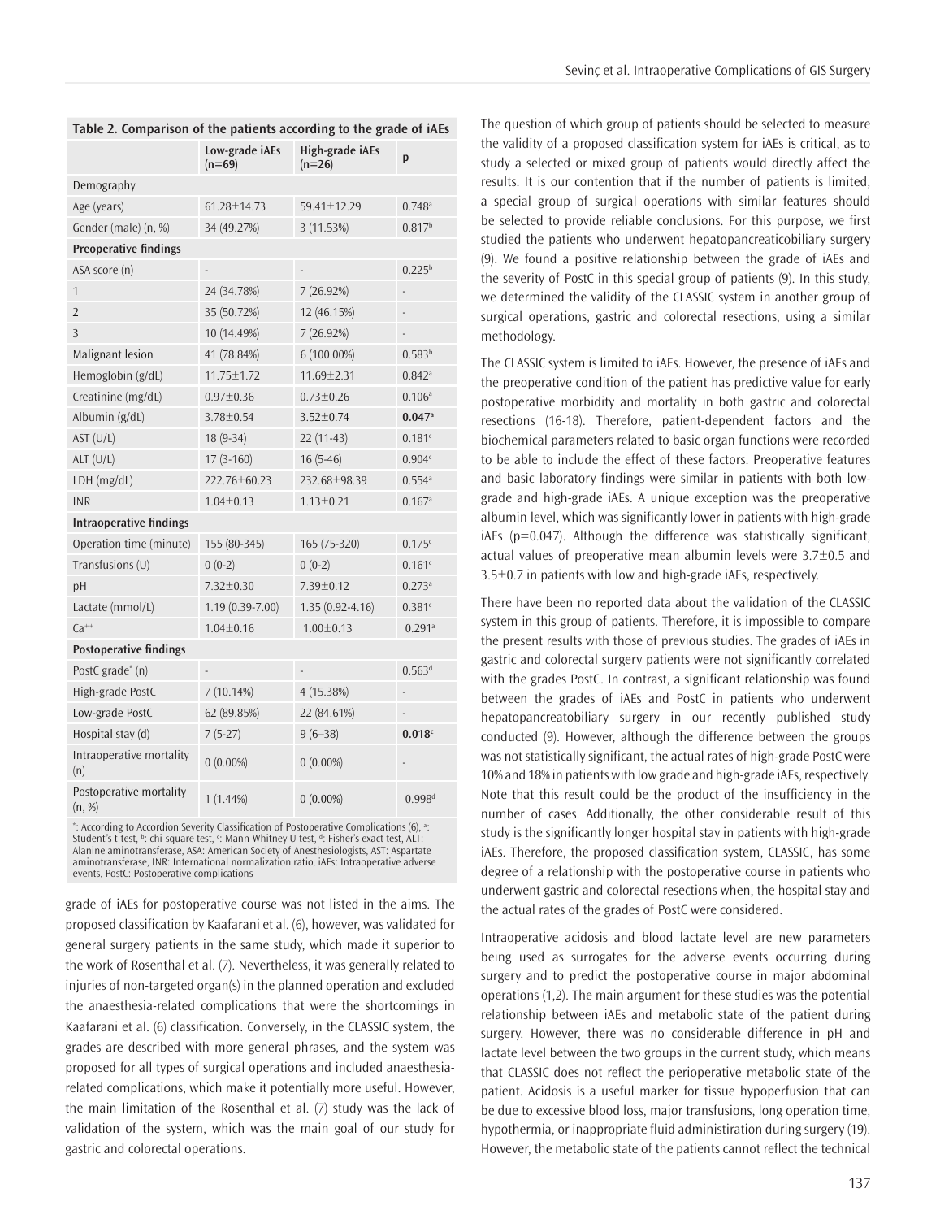**Table 2. Comparison of the patients according to the grade of iAEs**

| | Low-grade iAEs (n=69) | High-grade iAEs (n=26) | p |
|---|---|---|---|
| Demography | | | |
| Age (years) | 61.28±14.73 | 59.41±12.29 | 0.748[a] |
| Gender (male) (n, %) | 34 (49.27%) | 3 (11.53%) | 0.817[b] |
| **Preoperative findings** | | | |
| ASA score (n) | - | - | 0.225[b] |
| 1 | 24 (34.78%) | 7 (26.92%) | - |
| 2 | 35 (50.72%) | 12 (46.15%) | - |
| 3 | 10 (14.49%) | 7 (26.92%) | - |
| Malignant lesion | 41 (78.84%) | 6 (100.00%) | 0.583[b] |
| Hemoglobin (g/dL) | 11.75±1.72 | 11.69±2.31 | 0.842[a] |
| Creatinine (mg/dL) | 0.97±0.36 | 0.73±0.26 | 0.106[a] |
| Albumin (g/dL) | 3.78±0.54 | 3.52±0.74 | **0.047**[a] |
| AST (U/L) | 18 (9-34) | 22 (11-43) | 0.181[c] |
| ALT (U/L) | 17 (3-160) | 16 (5-46) | 0.904[c] |
| LDH (mg/dL) | 222.76±60.23 | 232.68±98.39 | 0.554[a] |
| INR | 1.04±0.13 | 1.13±0.21 | 0.167[a] |
| **Intraoperative findings** | | | |
| Operation time (minute) | 155 (80-345) | 165 (75-320) | 0.175[c] |
| Transfusions (U) | 0 (0-2) | 0 (0-2) | 0.161[c] |
| pH | 7.32±0.30 | 7.39±0.12 | 0.273[a] |
| Lactate (mmol/L) | 1.19 (0.39-7.00) | 1.35 (0.92-4.16) | 0.381[c] |
| $Ca^{++}$ | 1.04±0.16 | 1.00±0.13 | 0.291[a] |
| **Postoperative findings** | | | |
| PostC grade* (n) | - | - | 0.563[d] |
| High-grade PostC | 7 (10.14%) | 4 (15.38%) | - |
| Low-grade PostC | 62 (89.85%) | 22 (84.61%) | - |
| Hospital stay (d) | 7 (5-27) | 9 (6–38) | **0.018**[c] |
| Intraoperative mortality (n) | 0 (0.00%) | 0 (0.00%) | - |
| Postoperative mortality (n, %) | 1 (1.44%) | 0 (0.00%) | 0.998[d] |

*: According to Accordion Severity Classification of Postoperative Complications (6), [a]: Student's t-test, [b]: chi-square test, [c]: Mann-Whitney U test, [d]: Fisher's exact test, ALT: Alanine aminotransferase, ASA: American Society of Anesthesiologists, AST: Aspartate aminotransferase, INR: International normalization ratio, iAEs: Intraoperative adverse events, PostC: Postoperative complications

grade of iAEs for postoperative course was not listed in the aims. The proposed classification by Kaafarani et al. (6), however, was validated for general surgery patients in the same study, which made it superior to the work of Rosenthal et al. (7). Nevertheless, it was generally related to injuries of non-targeted organ(s) in the planned operation and excluded the anaesthesia-related complications that were the shortcomings in Kaafarani et al. (6) classification. Conversely, in the CLASSIC system, the grades are described with more general phrases, and the system was proposed for all types of surgical operations and included anaesthesia-related complications, which make it potentially more useful. However, the main limitation of the Rosenthal et al. (7) study was the lack of validation of the system, which was the main goal of our study for gastric and colorectal operations.

The question of which group of patients should be selected to measure the validity of a proposed classification system for iAEs is critical, as to study a selected or mixed group of patients would directly affect the results. It is our contention that if the number of patients is limited, a special group of surgical operations with similar features should be selected to provide reliable conclusions. For this purpose, we first studied the patients who underwent hepatopancreaticobiliary surgery (9). We found a positive relationship between the grade of iAEs and the severity of PostC in this special group of patients (9). In this study, we determined the validity of the CLASSIC system in another group of surgical operations, gastric and colorectal resections, using a similar methodology.

The CLASSIC system is limited to iAEs. However, the presence of iAEs and the preoperative condition of the patient has predictive value for early postoperative morbidity and mortality in both gastric and colorectal resections (16-18). Therefore, patient-dependent factors and the biochemical parameters related to basic organ functions were recorded to be able to include the effect of these factors. Preoperative features and basic laboratory findings were similar in patients with both low-grade and high-grade iAEs. A unique exception was the preoperative albumin level, which was significantly lower in patients with high-grade iAEs (p=0.047). Although the difference was statistically significant, actual values of preoperative mean albumin levels were 3.7±0.5 and 3.5±0.7 in patients with low and high-grade iAEs, respectively.

There have been no reported data about the validation of the CLASSIC system in this group of patients. Therefore, it is impossible to compare the present results with those of previous studies. The grades of iAEs in gastric and colorectal surgery patients were not significantly correlated with the grades PostC. In contrast, a significant relationship was found between the grades of iAEs and PostC in patients who underwent hepatopancreatobiliary surgery in our recently published study conducted (9). However, although the difference between the groups was not statistically significant, the actual rates of high-grade PostC were 10% and 18% in patients with low grade and high-grade iAEs, respectively. Note that this result could be the product of the insufficiency in the number of cases. Additionally, the other considerable result of this study is the significantly longer hospital stay in patients with high-grade iAEs. Therefore, the proposed classification system, CLASSIC, has some degree of a relationship with the postoperative course in patients who underwent gastric and colorectal resections when, the hospital stay and the actual rates of the grades of PostC were considered.

Intraoperative acidosis and blood lactate level are new parameters being used as surrogates for the adverse events occurring during surgery and to predict the postoperative course in major abdominal operations (1,2). The main argument for these studies was the potential relationship between iAEs and metabolic state of the patient during surgery. However, there was no considerable difference in pH and lactate level between the two groups in the current study, which means that CLASSIC does not reflect the perioperative metabolic state of the patient. Acidosis is a useful marker for tissue hypoperfusion that can be due to excessive blood loss, major transfusions, long operation time, hypothermia, or inappropriate fluid administiration during surgery (19). However, the metabolic state of the patients cannot reflect the technical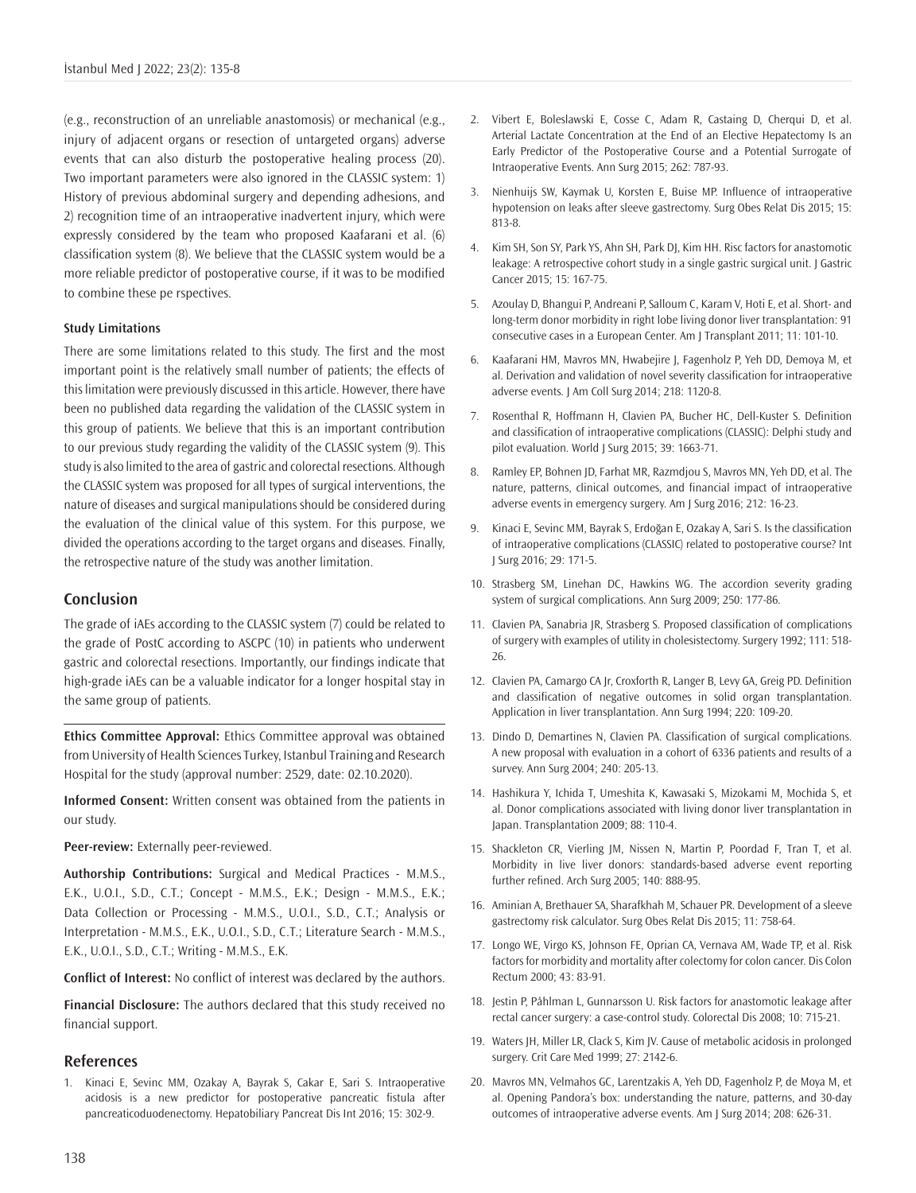(e.g., reconstruction of an unreliable anastomosis) or mechanical (e.g., injury of adjacent organs or resection of untargeted organs) adverse events that can also disturb the postoperative healing process (20). Two important parameters were also ignored in the CLASSIC system: 1) History of previous abdominal surgery and depending adhesions, and 2) recognition time of an intraoperative inadvertent injury, which were expressly considered by the team who proposed Kaafarani et al. (6) classification system (8). We believe that the CLASSIC system would be a more reliable predictor of postoperative course, if it was to be modified to combine these pe rspectives.

#### Study Limitations

There are some limitations related to this study. The first and the most important point is the relatively small number of patients; the effects of this limitation were previously discussed in this article. However, there have been no published data regarding the validation of the CLASSIC system in this group of patients. We believe that this is an important contribution to our previous study regarding the validity of the CLASSIC system (9). This study is also limited to the area of gastric and colorectal resections. Although the CLASSIC system was proposed for all types of surgical interventions, the nature of diseases and surgical manipulations should be considered during the evaluation of the clinical value of this system. For this purpose, we divided the operations according to the target organs and diseases. Finally, the retrospective nature of the study was another limitation.

## Conclusion

The grade of iAEs according to the CLASSIC system (7) could be related to the grade of PostC according to ASCPC (10) in patients who underwent gastric and colorectal resections. Importantly, our findings indicate that high-grade iAEs can be a valuable indicator for a longer hospital stay in the same group of patients.

**Ethics Committee Approval:** Ethics Committee approval was obtained from University of Health Sciences Turkey, Istanbul Training and Research Hospital for the study (approval number: 2529, date: 02.10.2020).

**Informed Consent:** Written consent was obtained from the patients in our study.

**Peer-review:** Externally peer-reviewed.

**Authorship Contributions:** Surgical and Medical Practices - M.M.S., E.K., U.O.I., S.D., C.T.; Concept - M.M.S., E.K.; Design - M.M.S., E.K.; Data Collection or Processing - M.M.S., U.O.I., S.D., C.T.; Analysis or Interpretation - M.M.S., E.K., U.O.I., S.D., C.T.; Literature Search - M.M.S., E.K., U.O.I., S.D., C.T.; Writing - M.M.S., E.K.

**Conflict of Interest:** No conflict of interest was declared by the authors.

**Financial Disclosure:** The authors declared that this study received no financial support.

## References

1. Kinaci E, Sevinc MM, Ozakay A, Bayrak S, Cakar E, Sari S. Intraoperative acidosis is a new predictor for postoperative pancreatic fistula after pancreaticoduodenectomy. Hepatobiliary Pancreat Dis Int 2016; 15: 302-9.
2. Vibert E, Boleslawski E, Cosse C, Adam R, Castaing D, Cherqui D, et al. Arterial Lactate Concentration at the End of an Elective Hepatectomy Is an Early Predictor of the Postoperative Course and a Potential Surrogate of Intraoperative Events. Ann Surg 2015; 262: 787-93.
3. Nienhuijs SW, Kaymak U, Korsten E, Buise MP. Influence of intraoperative hypotension on leaks after sleeve gastrectomy. Surg Obes Relat Dis 2015; 15: 813-8.
4. Kim SH, Son SY, Park YS, Ahn SH, Park DJ, Kim HH. Risc factors for anastomotic leakage: A retrospective cohort study in a single gastric surgical unit. J Gastric Cancer 2015; 15: 167-75.
5. Azoulay D, Bhangui P, Andreani P, Salloum C, Karam V, Hoti E, et al. Short- and long-term donor morbidity in right lobe living donor liver transplantation: 91 consecutive cases in a European Center. Am J Transplant 2011; 11: 101-10.
6. Kaafarani HM, Mavros MN, Hwabejire J, Fagenholz P, Yeh DD, Demoya M, et al. Derivation and validation of novel severity classification for intraoperative adverse events. J Am Coll Surg 2014; 218: 1120-8.
7. Rosenthal R, Hoffmann H, Clavien PA, Bucher HC, Dell-Kuster S. Definition and classification of intraoperative complications (CLASSIC): Delphi study and pilot evaluation. World J Surg 2015; 39: 1663-71.
8. Ramley EP, Bohnen JD, Farhat MR, Razmdjou S, Mavros MN, Yeh DD, et al. The nature, patterns, clinical outcomes, and financial impact of intraoperative adverse events in emergency surgery. Am J Surg 2016; 212: 16-23.
9. Kinaci E, Sevinc MM, Bayrak S, Erdoğan E, Ozakay A, Sari S. Is the classification of intraoperative complications (CLASSIC) related to postoperative course? Int J Surg 2016; 29: 171-5.
10. Strasberg SM, Linehan DC, Hawkins WG. The accordion severity grading system of surgical complications. Ann Surg 2009; 250: 177-86.
11. Clavien PA, Sanabria JR, Strasberg S. Proposed classification of complications of surgery with examples of utility in cholesistectomy. Surgery 1992; 111: 518-26.
12. Clavien PA, Camargo CA Jr, Croxforth R, Langer B, Levy GA, Greig PD. Definition and classification of negative outcomes in solid organ transplantation. Application in liver transplantation. Ann Surg 1994; 220: 109-20.
13. Dindo D, Demartines N, Clavien PA. Classification of surgical complications. A new proposal with evaluation in a cohort of 6336 patients and results of a survey. Ann Surg 2004; 240: 205-13.
14. Hashikura Y, Ichida T, Umeshita K, Kawasaki S, Mizokami M, Mochida S, et al. Donor complications associated with living donor liver transplantation in Japan. Transplantation 2009; 88: 110-4.
15. Shackleton CR, Vierling JM, Nissen N, Martin P, Poordad F, Tran T, et al. Morbidity in live liver donors: standards-based adverse event reporting further refined. Arch Surg 2005; 140: 888-95.
16. Aminian A, Brethauer SA, Sharafkhah M, Schauer PR. Development of a sleeve gastrectomy risk calculator. Surg Obes Relat Dis 2015; 11: 758-64.
17. Longo WE, Virgo KS, Johnson FE, Oprian CA, Vernava AM, Wade TP, et al. Risk factors for morbidity and mortality after colectomy for colon cancer. Dis Colon Rectum 2000; 43: 83-91.
18. Jestin P, Påhlman L, Gunnarsson U. Risk factors for anastomotic leakage after rectal cancer surgery: a case-control study. Colorectal Dis 2008; 10: 715-21.
19. Waters JH, Miller LR, Clack S, Kim JV. Cause of metabolic acidosis in prolonged surgery. Crit Care Med 1999; 27: 2142-6.
20. Mavros MN, Velmahos GC, Larentzakis A, Yeh DD, Fagenholz P, de Moya M, et al. Opening Pandora's box: understanding the nature, patterns, and 30-day outcomes of intraoperative adverse events. Am J Surg 2014; 208: 626-31.